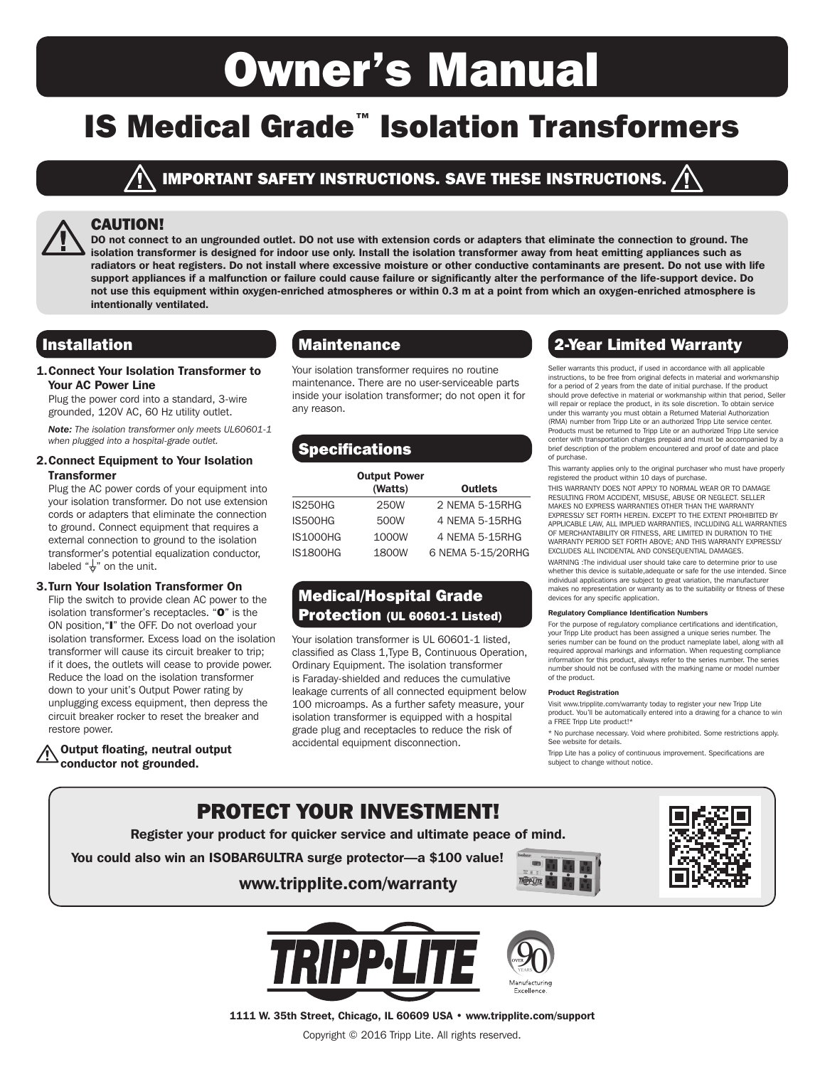# Owner's Manual

## IS Medical Grade™ Isolation Transformers

**IMPORTANT SAFETY INSTRUCTIONS. SAVE THESE INSTRUCTIONS.**

### CAUTION!

**DO not connect to an ungrounded outlet. DO not use with extension cords or adapters that eliminate the connection to ground. The isolation transformer is designed for indoor use only. Install the isolation transformer away from heat emitting appliances such as radiators or heat registers. Do not install where excessive moisture or other conductive contaminants are present. Do not use with life support appliances if a malfunction or failure could cause failure or significantly alter the performance of the life-support device. Do not use this equipment within oxygen-enriched atmospheres or within 0.3 m at a point from which an oxygen-enriched atmosphere is intentionally ventilated.**

## Installation

1. **Connect Your Isolation Transformer to Your AC Power Line**
   Plug the power cord into a standard, 3-wire grounded, 120V AC, 60 Hz utility outlet.

   ***Note:*** *The isolation transformer only meets UL60601-1 when plugged into a hospital-grade outlet.*

2. **Connect Equipment to Your Isolation Transformer**
   Plug the AC power cords of your equipment into your isolation transformer. Do not use extension cords or adapters that eliminate the connection to ground. Connect equipment that requires a external connection to ground to the isolation transformer's potential equalization conductor, labeled "⏚" on the unit.

3. **Turn Your Isolation Transformer On**
   Flip the switch to provide clean AC power to the isolation transformer's receptacles. "**O**" is the ON position,"**I**" the OFF. Do not overload your isolation transformer. Excess load on the isolation transformer will cause its circuit breaker to trip; if it does, the outlets will cease to provide power. Reduce the load on the isolation transformer down to your unit's Output Power rating by unplugging excess equipment, then depress the circuit breaker rocker to reset the breaker and restore power.

**Output floating, neutral output conductor not grounded.**

## Maintenance

Your isolation transformer requires no routine maintenance. There are no user-serviceable parts inside your isolation transformer; do not open it for any reason.

## Specifications

| | Output Power (Watts) | Outlets |
|---|---|---|
| IS250HG | 250W | 2 NEMA 5-15RHG |
| IS500HG | 500W | 4 NEMA 5-15RHG |
| IS1000HG | 1000W | 4 NEMA 5-15RHG |
| IS1800HG | 1800W | 6 NEMA 5-15/20RHG |

## Medical/Hospital Grade Protection (UL 60601-1 Listed)

Your isolation transformer is UL 60601-1 listed, classified as Class 1,Type B, Continuous Operation, Ordinary Equipment. The isolation transformer is Faraday-shielded and reduces the cumulative leakage currents of all connected equipment below 100 microamps. As a further safety measure, your isolation transformer is equipped with a hospital grade plug and receptacles to reduce the risk of accidental equipment disconnection.

## 2-Year Limited Warranty

Seller warrants this product, if used in accordance with all applicable instructions, to be free from original defects in material and workmanship for a period of 2 years from the date of initial purchase. If the product should prove defective in material or workmanship within that period, Seller will repair or replace the product, in its sole discretion. To obtain service under this warranty you must obtain a Returned Material Authorization (RMA) number from Tripp Lite or an authorized Tripp Lite service center. Products must be returned to Tripp Lite or an authorized Tripp Lite service center with transportation charges prepaid and must be accompanied by a brief description of the problem encountered and proof of date and place of purchase.

This warranty applies only to the original purchaser who must have properly registered the product within 10 days of purchase.

THIS WARRANTY DOES NOT APPLY TO NORMAL WEAR OR TO DAMAGE RESULTING FROM ACCIDENT, MISUSE, ABUSE OR NEGLECT. SELLER MAKES NO EXPRESS WARRANTIES OTHER THAN THE WARRANTY EXPRESSLY SET FORTH HEREIN. EXCEPT TO THE EXTENT PROHIBITED BY APPLICABLE LAW, ALL IMPLIED WARRANTIES, INCLUDING ALL WARRANTIES OF MERCHANTABILITY OR FITNESS, ARE LIMITED IN DURATION TO THE WARRANTY PERIOD SET FORTH ABOVE; AND THIS WARRANTY EXPRESSLY EXCLUDES ALL INCIDENTAL AND CONSEQUENTIAL DAMAGES.

WARNING :The individual user should take care to determine prior to use whether this device is suitable,adequate or safe for the use intended. Since individual applications are subject to great variation, the manufacturer makes no representation or warranty as to the suitability or fitness of these devices for any specific application.

**Regulatory Compliance Identification Numbers**

For the purpose of regulatory compliance certifications and identification, your Tripp Lite product has been assigned a unique series number. The series number can be found on the product nameplate label, along with all required approval markings and information. When requesting compliance information for this product, always refer to the series number. The series number should not be confused with the marking name or model number of the product.

**Product Registration**

Visit www.tripplite.com/warranty today to register your new Tripp Lite product. You'll be automatically entered into a drawing for a chance to win a FREE Tripp Lite product!*

\* No purchase necessary. Void where prohibited. Some restrictions apply. See website for details.

Tripp Lite has a policy of continuous improvement. Specifications are subject to change without notice.

## PROTECT YOUR INVESTMENT!

**Register your product for quicker service and ultimate peace of mind.**

**You could also win an ISOBAR6ULTRA surge protector—a $100 value!**

**www.tripplite.com/warranty**

**1111 W. 35th Street, Chicago, IL 60609 USA • www.tripplite.com/support**

Copyright © 2016 Tripp Lite. All rights reserved.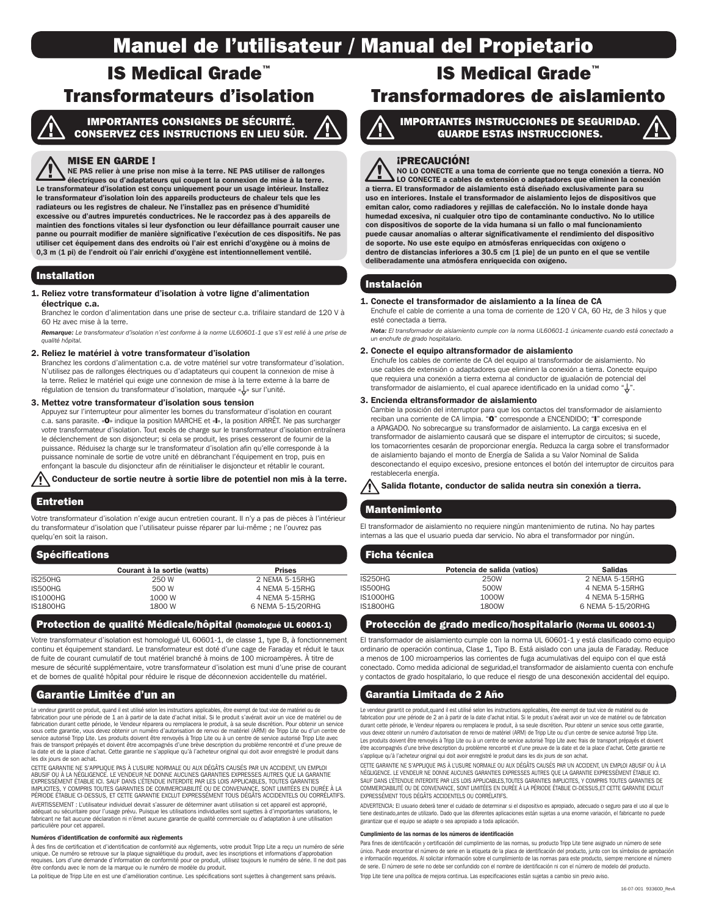# Manuel de l'utilisateur / Manual del Propietario

## IS Medical Grade™ Transformateurs d'isolation

### IMPORTANTES CONSIGNES DE SÉCURITÉ. CONSERVEZ CES INSTRUCTIONS EN LIEU SÛR.

**MISE EN GARDE !**
**NE PAS relier à une prise non mise à la terre. NE PAS utiliser de rallonges électriques ou d'adaptateurs qui coupent la connexion de mise à la terre. Le transformateur d'isolation est conçu uniquement pour un usage intérieur. Installez le transformateur d'isolation loin des appareils producteurs de chaleur tels que les radiateurs ou les registres de chaleur. Ne l'installez pas en présence d'humidité excessive ou d'autres impuretés conductrices. Ne le raccordez pas à des appareils de maintien des fonctions vitales si leur dysfonction ou leur défaillance pourrait causer une panne ou pourrait modifier de manière significative l'exécution de ces dispositifs. Ne pas utiliser cet équipement dans des endroits où l'air est enrichi d'oxygène ou à moins de 0,3 m (1 pi) de l'endroit où l'air enrichi d'oxygène est intentionnellement ventilé.**

### Installation

**1. Reliez votre transformateur d'isolation à votre ligne d'alimentation électrique c.a.**
Branchez le cordon d'alimentation dans une prise de secteur c.a. trifilaire standard de 120 V à 60 Hz avec mise à la terre.

*Remarque: Le transformateur d'isolation n'est conforme à la norme UL60601-1 que s'il est relié à une prise de qualité hôpital.*

**2. Reliez le matériel à votre transformateur d'isolation**
Branchez les cordons d'alimentation c.a. de votre matériel sur votre transformateur d'isolation. N'utilisez pas de rallonges électriques ou d'adaptateurs qui coupent la connexion de mise à la terre. Reliez le matériel qui exige une connexion de mise à la terre externe à la barre de régulation de tension du transformateur d'isolation, marquée «⏚» sur l'unité.

**3. Mettez votre transformateur d'isolation sous tension**
Appuyez sur l'interrupteur pour alimenter les bornes du transformateur d'isolation en courant c.a. sans parasite. «O» indique la position MARCHE et «I», la position ARRÊT. Ne pas surcharger votre transformateur d'isolation. Tout excès de charge sur le transformateur d'isolation entraînera le déclenchement de son disjoncteur; si cela se produit, les prises cesseront de fournir de la puissance. Réduisez la charge sur le transformateur d'isolation afin qu'elle corresponde à la puissance nominale de sortie de votre unité en débranchant l'équipement en trop, puis en enfonçant la bascule du disjoncteur afin de réinitialiser le disjoncteur et rétablir le courant.

**Conducteur de sortie neutre à sortie libre de potentiel non mis à la terre.**

### Entretien

Votre transformateur d'isolation n'exige aucun entretien courant. Il n'y a pas de pièces à l'intérieur du transformateur d'isolation que l'utilisateur puisse réparer par lui-même ; ne l'ouvrez pas quelqu'en soit la raison.

### Spécifications

| | Courant à la sortie (watts) | Prises |
|---|---|---|
| IS250HG | 250 W | 2 NEMA 5-15RHG |
| IS500HG | 500 W | 4 NEMA 5-15RHG |
| IS1000HG | 1000 W | 4 NEMA 5-15RHG |
| IS1800HG | 1800 W | 6 NEMA 5-15/20RHG |

### Protection de qualité Médicale/hôpital (homologué UL 60601-1)

Votre transformateur d'isolation est homologué UL 60601-1, de classe 1, type B, à fonctionnement continu et équipement standard. Le transformateur est doté d'une cage de Faraday et réduit le taux de fuite de courant cumulatif de tout matériel branché à moins de 100 microampères. À titre de mesure de sécurité supplémentaire, votre transformateur d'isolation est muni d'une prise de courant et de bornes de qualité hôpital pour réduire le risque de déconnexion accidentelle du matériel.

### Garantie Limitée d'un an

Le vendeur garantit ce produit, quand il est utilisé selon les instructions applicables, être exempt de tout vice de matériel ou de fabrication pour une période de 1 an à partir de la date d'achat initial. Si le produit s'avérait avoir un vice de matériel ou de fabrication durant cette période, le Vendeur réparera ou remplacera le produit, à sa seule discrétion. Pour obtenir un service sous cette garantie, vous devez obtenir un numéro d'autorisation de renvoi de matériel (ARM) de Tripp Lite ou d'un centre de service autorisé Tripp Lite. Les produits doivent être renvoyés à Tripp Lite ou à un centre de service autorisé Tripp Lite avec frais de transport prépayés et doivent être accompagnés d'une brève description du problème rencontré et d'une preuve de la date et de la place d'achat. Cette garantie ne s'applique qu'à l'acheteur original qui doit avoir enregistré le produit dans les dix jours de son achat.

CETTE GARANTIE NE S'APPLIQUE PAS À L'USURE NORMALE OU AUX DÉGÂTS CAUSÉS PAR UN ACCIDENT, UN EMPLOI ABUSIF OU À LA NÉGLIGENCE. LE VENDEUR NE DONNE AUCUNES GARANTIES EXPRESSES AUTRES QUE LA GARANTIE EXPRESSÉMENT ÉTABLIE ICI. SAUF DANS L'ÉTENDUE INTERDITE PAR LES LOIS APPLICABLES, TOUTES GARANTIES IMPLICITES, Y COMPRIS TOUTES GARANTIES DE COMMERCIABILITÉ OU DE CONVENANCE, SONT LIMITÉES EN DURÉE À LA PÉRIODE ÉTABLIE CI-DESSUS, ET CETTE GARANTIE EXCLUT EXPRESSÉMENT TOUS DÉGÂTS ACCIDENTELS OU CORRÉLATIFS.

AVERTISSEMENT : L'utilisateur individuel devrait s'assurer de déterminer avant utilisation si cet appareil est approprié, adéquat ou sécuritaire pour l'usage prévu. Puisque les utilisations individuelles sont sujettes à d'importantes variations, le fabricant ne fait aucune déclaration ni n'émet aucune garantie de qualité commerciale ou d'adaptation à une utilisation particulière pour cet appareil.

**Numéros d'identification de conformité aux règlements**

À des fins de certification et d'identification de conformité aux règlements, votre produit Tripp Lite a reçu un numéro de série unique. Ce numéro se retrouve sur la plaque signalétique du produit, avec les inscriptions et informations d'approbation requises. Lors d'une demande d'information de conformité pour ce produit, utilisez toujours le numéro de série. Il ne doit pas être confondu avec le nom de la marque ou le numéro de modèle du produit.

La politique de Tripp Lite en est une d'amélioration continue. Les spécifications sont sujettes à changement sans préavis.

## IS Medical Grade™ Transformadores de aislamiento

### IMPORTANTES INSTRUCCIONES DE SEGURIDAD. GUARDE ESTAS INSTRUCCIONES.

**¡PRECAUCIÓN!**
**NO LO CONECTE a una toma de corriente que no tenga conexión a tierra. NO LO CONECTE a cables de extensión o adaptadores que eliminen la conexión a tierra. El transformador de aislamiento está diseñado exclusivamente para su uso en interiores. Instale el transformador de aislamiento lejos de dispositivos que emitan calor, como radiadores y rejillas de calefacción. No lo instale donde haya humedad excesiva, ni cualquier otro tipo de contaminante conductivo. No lo utilice con dispositivos de soporte de la vida humana si un fallo o mal funcionamiento puede causar anomalías o alterar significativamente el rendimiento del dispositivo de soporte. No use este equipo en atmósferas enriquecidas con oxígeno o dentro de distancias inferiores a 30.5 cm [1 pie] de un punto en el que se ventile deliberadamente una atmósfera enriquecida con oxígeno.**

### Instalación

**1. Conecte el transformador de aislamiento a la línea de CA**
Enchufe el cable de corriente a una toma de corriente de 120 V CA, 60 Hz, de 3 hilos y que esté conectada a tierra.

*Nota: El transformador de aislamiento cumple con la norma UL60601-1 únicamente cuando está conectado a un enchufe de grado hospitalario.*

**2. Conecte el equipo altransformador de aislamiento**
Enchufe los cables de corriente de CA del equipo al transformador de aislamiento. No use cables de extensión o adaptadores que eliminen la conexión a tierra. Conecte equipo que requiera una conexión a tierra externa al conductor de igualación de potencial del transformador de aislamiento, el cual aparece identificado en la unidad como "⏚".

**3. Encienda eltransformador de aislamiento**
Cambie la posición del interruptor para que los contactos del transformador de aislamiento reciban una corriente de CA limpia. "O" corresponde a ENCENDIDO; "I" corresponde a APAGADO. No sobrecargue su transformador de aislamiento. La carga excesiva en el transformador de aislamiento causará que se dispare el interruptor de circuitos; si sucede, los tomacorrientes cesarán de proporcionar energía. Reduzca la carga sobre el transformador de aislamiento bajando el monto de Energía de Salida a su Valor Nominal de Salida desconectando el equipo excesivo, presione entonces el botón del interruptor de circuitos para restablecerla energía.

**Salida flotante, conductor de salida neutra sin conexión a tierra.**

### Mantenimiento

El transformador de aislamiento no requiere ningún mantenimiento de rutina. No hay partes internas a las que el usuario pueda dar servicio. No abra el transformador por ningún.

### Ficha técnica

| | Potencia de salida (vatios) | Salidas |
|---|---|---|
| IS250HG | 250W | 2 NEMA 5-15RHG |
| IS500HG | 500W | 4 NEMA 5-15RHG |
| IS1000HG | 1000W | 4 NEMA 5-15RHG |
| IS1800HG | 1800W | 6 NEMA 5-15/20RHG |

### Protección de grado medico/hospitalario (Norma UL 60601-1)

El transformador de aislamiento cumple con la norma UL 60601-1 y está clasificado como equipo ordinario de operación continua, Clase 1, Tipo B. Está aislado con una jaula de Faraday. Reduce a menos de 100 microamperios las corrientes de fuga acumulativas del equipo con el que está conectado. Como medida adicional de seguridad,el transformador de aislamiento cuenta con enchufe y contactos de grado hospitalario, lo que reduce el riesgo de una desconexión accidental del equipo.

### Garantía Limitada de 2 Año

Le vendeur garantit ce produit,quand il est utilisé selon les instructions applicables, être exempt de tout vice de matériel ou de fabrication pour une période de 2 an à partir de la date d'achat initial. Si le produit s'avérait avoir un vice de matériel ou de fabrication durant cette période, le Vendeur réparera ou remplacera le produit, à sa seule discrétion. Pour obtenir un service sous cette garantie, vous devez obtenir un numéro d'autorisation de renvoi de matériel (ARM) de Tripp Lite ou d'un centre de service autorisé Tripp Lite. Les produits doivent être renvoyés à Tripp Lite ou à un centre de service autorisé Tripp Lite avec frais de transport prépayés et doivent être accompagnés d'une brève description du problème rencontré et d'une preuve de la date et de la place d'achat. Cette garantie ne s'applique qu'à l'acheteur original qui doit avoir enregistré le produit dans les dix jours de son achat.

CETTE GARANTIE NE S'APPLIQUE PAS À L'USURE NORMALE OU AUX DÉGÂTS CAUSÉS PAR UN ACCIDENT, UN EMPLOI ABUSIF OU À LA NÉGLIGENCE. LE VENDEUR NE DONNE AUCUNES GARANTIES EXPRESSES AUTRES QUE LA GARANTIE EXPRESSÉMENT ÉTABLIE ICI. SAUF DANS L'ÉTENDUE INTERDITE PAR LES LOIS APPLICABLES,TOUTES GARANTIES IMPLICITES, Y COMPRIS TOUTES GARANTIES DE COMMERCIABILITÉ OU DE CONVENANCE, SONT LIMITÉES EN DURÉE À LA PÉRIODE ÉTABLIE CI-DESSUS,ET CETTE GARANTIE EXCLUT EXPRESSÉMENT TOUS DÉGÂTS ACCIDENTELS OU CORRÉLATIFS.

ADVERTENCIA: El usuario deberá tener el cuidado de determinar si el dispositivo es apropiado, adecuado o seguro para el uso al que lo tiene destinado,antes de utilizarlo. Dado que las diferentes aplicaciones están sujetas a una enorme variación, el fabricante no puede garantizar que el equipo se adapte o sea apropiado a toda aplicación.

**Cumplimiento de las normas de los números de identificación**

Para fines de identificación y certificación del cumplimiento de las normas, su producto Tripp Lite tiene asignado un número de serie único. Puede encontrar el número de serie en la etiqueta de la placa de identificación del producto, junto con los símbolos de aprobación e información requeridos. Al solicitar información sobre el cumplimiento de las normas para este producto, siempre mencione el número de serie. El número de serie no debe ser confundido con el nombre de identificación ni con el número de modelo del producto.

Tripp Lite tiene una política de mejora continua. Las especificaciones están sujetas a cambio sin previo aviso.

16-07-001 93360D_RevA